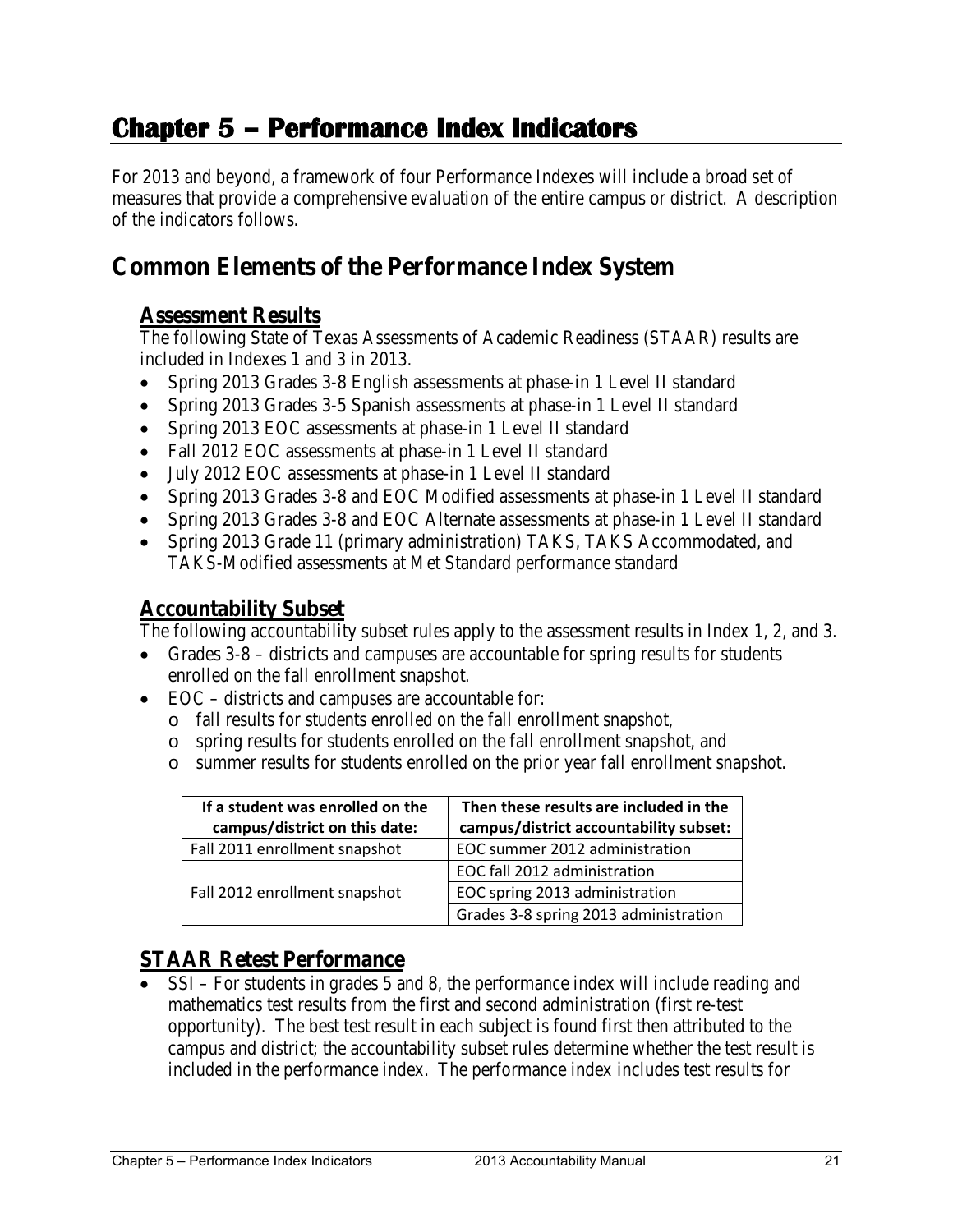# Chapter 5 – Performance Index Indicators

For 2013 and beyond, a framework of four Performance Indexes will include a broad set of measures that provide a comprehensive evaluation of the entire campus or district. A description of the indicators follows.

## Common Elements of the Performance Index System

### Assessment Results

The following State of Texas Assessments of Academic Readiness (STAAR) results are included in Indexes 1 and 3 in 2013.

- Spring 2013 Grades 3-8 English assessments at phase-in 1 Level II standard
- Spring 2013 Grades 3-5 Spanish assessments at phase-in 1 Level II standard
- Spring 2013 EOC assessments at phase-in 1 Level II standard
- Fall 2012 EOC assessments at phase-in 1 Level II standard
- July 2012 EOC assessments at phase-in 1 Level II standard
- Spring 2013 Grades 3-8 and EOC Modified assessments at phase-in 1 Level II standard
- Spring 2013 Grades 3-8 and EOC Alternate assessments at phase-in 1 Level II standard
- Spring 2013 Grade 11 (primary administration) TAKS, TAKS Accommodated, and TAKS-Modified assessments at Met Standard performance standard

### Accountability Subset

The following accountability subset rules apply to the assessment results in Index 1, 2, and 3.

- Grades 3-8 – districts and campuses are accountable for spring results for students enrolled on the fall enrollment snapshot.
- EOC – districts and campuses are accountable for:
  - fall results for students enrolled on the fall enrollment snapshot,
  - spring results for students enrolled on the fall enrollment snapshot, and
  - summer results for students enrolled on the prior year fall enrollment snapshot.

| If a student was enrolled on the campus/district on this date: | Then these results are included in the campus/district accountability subset: |
|---|---|
| Fall 2011 enrollment snapshot | EOC summer 2012 administration |
| Fall 2012 enrollment snapshot | EOC fall 2012 administration |
| | EOC spring 2013 administration |
| | Grades 3-8 spring 2013 administration |

### STAAR Retest Performance

- SSI – For students in grades 5 and 8, the performance index will include reading and mathematics test results from the first and second administration (first re-test opportunity). The best test result in each subject is found first then attributed to the campus and district; the accountability subset rules determine whether the test result is included in the performance index. The performance index includes test results for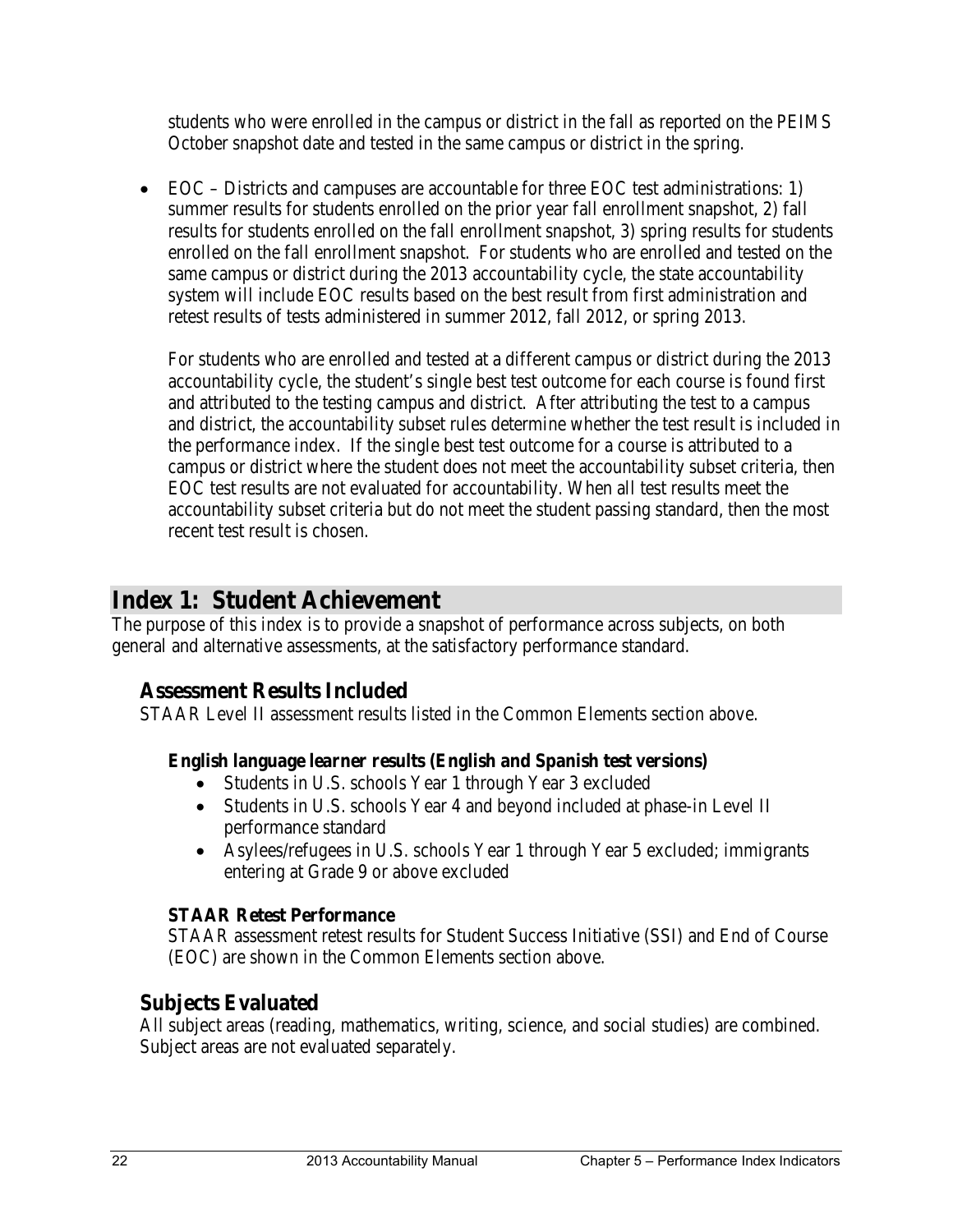students who were enrolled in the campus or district in the fall as reported on the PEIMS October snapshot date and tested in the same campus or district in the spring.

- EOC – Districts and campuses are accountable for three EOC test administrations: 1) summer results for students enrolled on the prior year fall enrollment snapshot, 2) fall results for students enrolled on the fall enrollment snapshot, 3) spring results for students enrolled on the fall enrollment snapshot. For students who are enrolled and tested on the same campus or district during the 2013 accountability cycle, the state accountability system will include EOC results based on the best result from first administration and retest results of tests administered in summer 2012, fall 2012, or spring 2013.

  For students who are enrolled and tested at a different campus or district during the 2013 accountability cycle, the student's single best test outcome for each course is found first and attributed to the testing campus and district. After attributing the test to a campus and district, the accountability subset rules determine whether the test result is included in the performance index. If the single best test outcome for a course is attributed to a campus or district where the student does not meet the accountability subset criteria, then EOC test results are not evaluated for accountability. When all test results meet the accountability subset criteria but do not meet the student passing standard, then the most recent test result is chosen.

# Index 1: Student Achievement

The purpose of this index is to provide a snapshot of performance across subjects, on both general and alternative assessments, at the satisfactory performance standard.

## Assessment Results Included

STAAR Level II assessment results listed in the Common Elements section above.

### English language learner results (English and Spanish test versions)

- Students in U.S. schools Year 1 through Year 3 excluded
- Students in U.S. schools Year 4 and beyond included at phase-in Level II performance standard
- Asylees/refugees in U.S. schools Year 1 through Year 5 excluded; immigrants entering at Grade 9 or above excluded

### STAAR Retest Performance

STAAR assessment retest results for Student Success Initiative (SSI) and End of Course (EOC) are shown in the Common Elements section above.

## Subjects Evaluated

All subject areas (reading, mathematics, writing, science, and social studies) are combined. Subject areas are not evaluated separately.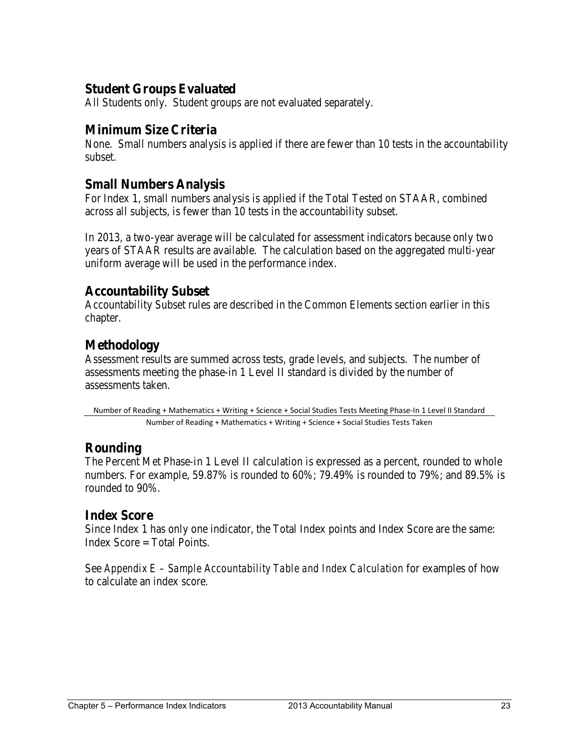## Student Groups Evaluated

All Students only. Student groups are not evaluated separately.

## Minimum Size Criteria

None. Small numbers analysis is applied if there are fewer than 10 tests in the accountability subset.

## Small Numbers Analysis

For Index 1, small numbers analysis is applied if the Total Tested on STAAR, combined across all subjects, is fewer than 10 tests in the accountability subset.

In 2013, a two-year average will be calculated for assessment indicators because only two years of STAAR results are available. The calculation based on the aggregated multi-year uniform average will be used in the performance index.

## Accountability Subset

Accountability Subset rules are described in the Common Elements section earlier in this chapter.

## Methodology

Assessment results are summed across tests, grade levels, and subjects. The number of assessments meeting the phase-in 1 Level II standard is divided by the number of assessments taken.

$$\frac{\text{Number of Reading + Mathematics + Writing + Science + Social Studies Tests Meeting Phase-In 1 Level II Standard}}{\text{Number of Reading + Mathematics + Writing + Science + Social Studies Tests Taken}}$$

## Rounding

The Percent Met Phase-in 1 Level II calculation is expressed as a percent, rounded to whole numbers. For example, 59.87% is rounded to 60%; 79.49% is rounded to 79%; and 89.5% is rounded to 90%.

## Index Score

Since Index 1 has only one indicator, the Total Index points and Index Score are the same: Index Score = Total Points.

See *Appendix E – Sample Accountability Table and Index Calculation* for examples of how to calculate an index score.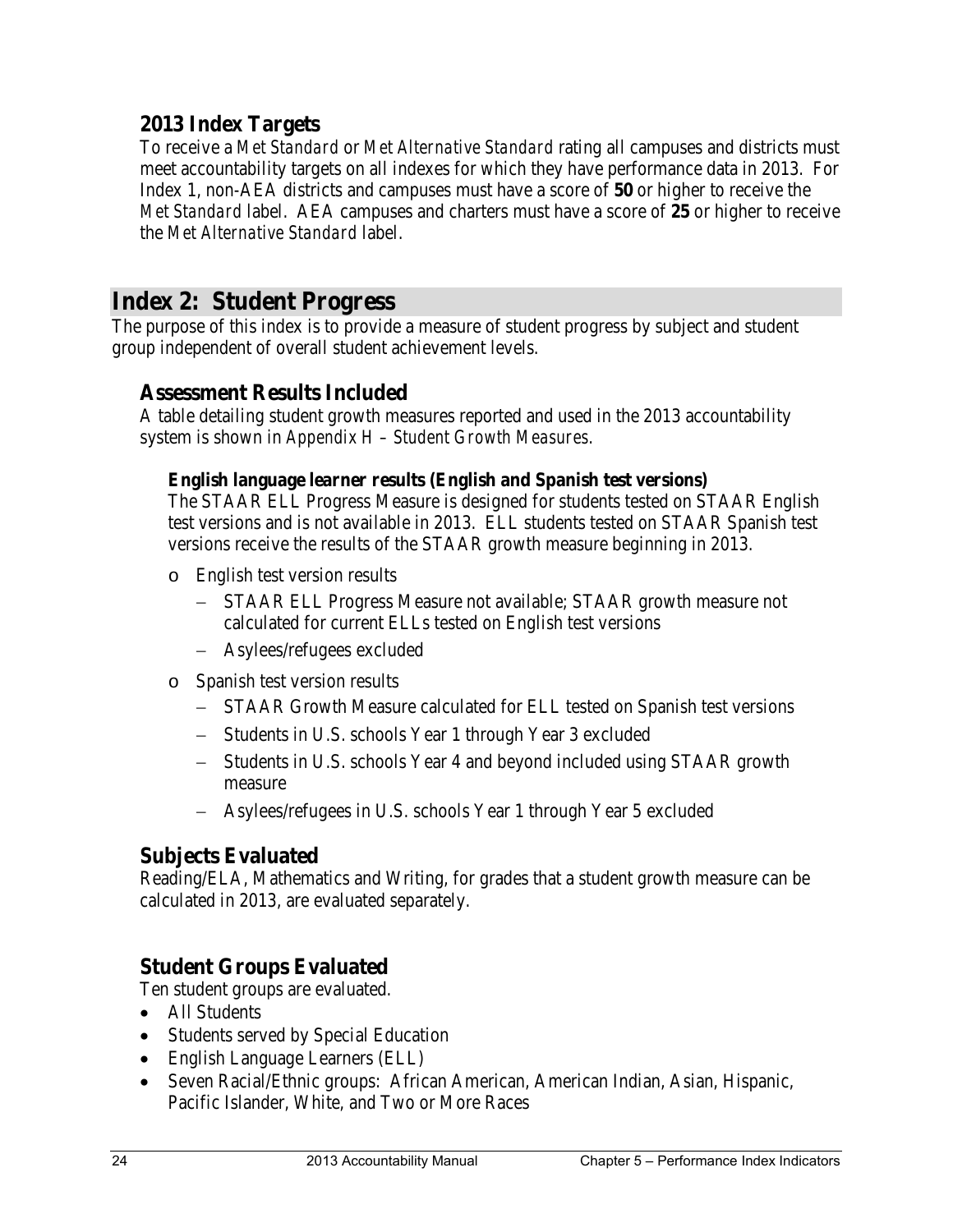### 2013 Index Targets

To receive a *Met Standard* or *Met Alternative Standard* rating all campuses and districts must meet accountability targets on all indexes for which they have performance data in 2013. For Index 1, non-AEA districts and campuses must have a score of **50** or higher to receive the *Met Standard* label. AEA campuses and charters must have a score of **25** or higher to receive the *Met Alternative Standard* label.

## Index 2: Student Progress

The purpose of this index is to provide a measure of student progress by subject and student group independent of overall student achievement levels.

### Assessment Results Included

A table detailing student growth measures reported and used in the 2013 accountability system is shown in *Appendix H – Student Growth Measures*.

#### English language learner results (English and Spanish test versions)

The STAAR ELL Progress Measure is designed for students tested on STAAR English test versions and is not available in 2013. ELL students tested on STAAR Spanish test versions receive the results of the STAAR growth measure beginning in 2013.

- English test version results
  - STAAR ELL Progress Measure not available; STAAR growth measure not calculated for current ELLs tested on English test versions
  - Asylees/refugees excluded
- Spanish test version results
  - STAAR Growth Measure calculated for ELL tested on Spanish test versions
  - Students in U.S. schools Year 1 through Year 3 excluded
  - Students in U.S. schools Year 4 and beyond included using STAAR growth measure
  - Asylees/refugees in U.S. schools Year 1 through Year 5 excluded

### Subjects Evaluated

Reading/ELA, Mathematics and Writing, for grades that a student growth measure can be calculated in 2013, are evaluated separately.

### Student Groups Evaluated

Ten student groups are evaluated.

- All Students
- Students served by Special Education
- English Language Learners (ELL)
- Seven Racial/Ethnic groups: African American, American Indian, Asian, Hispanic, Pacific Islander, White, and Two or More Races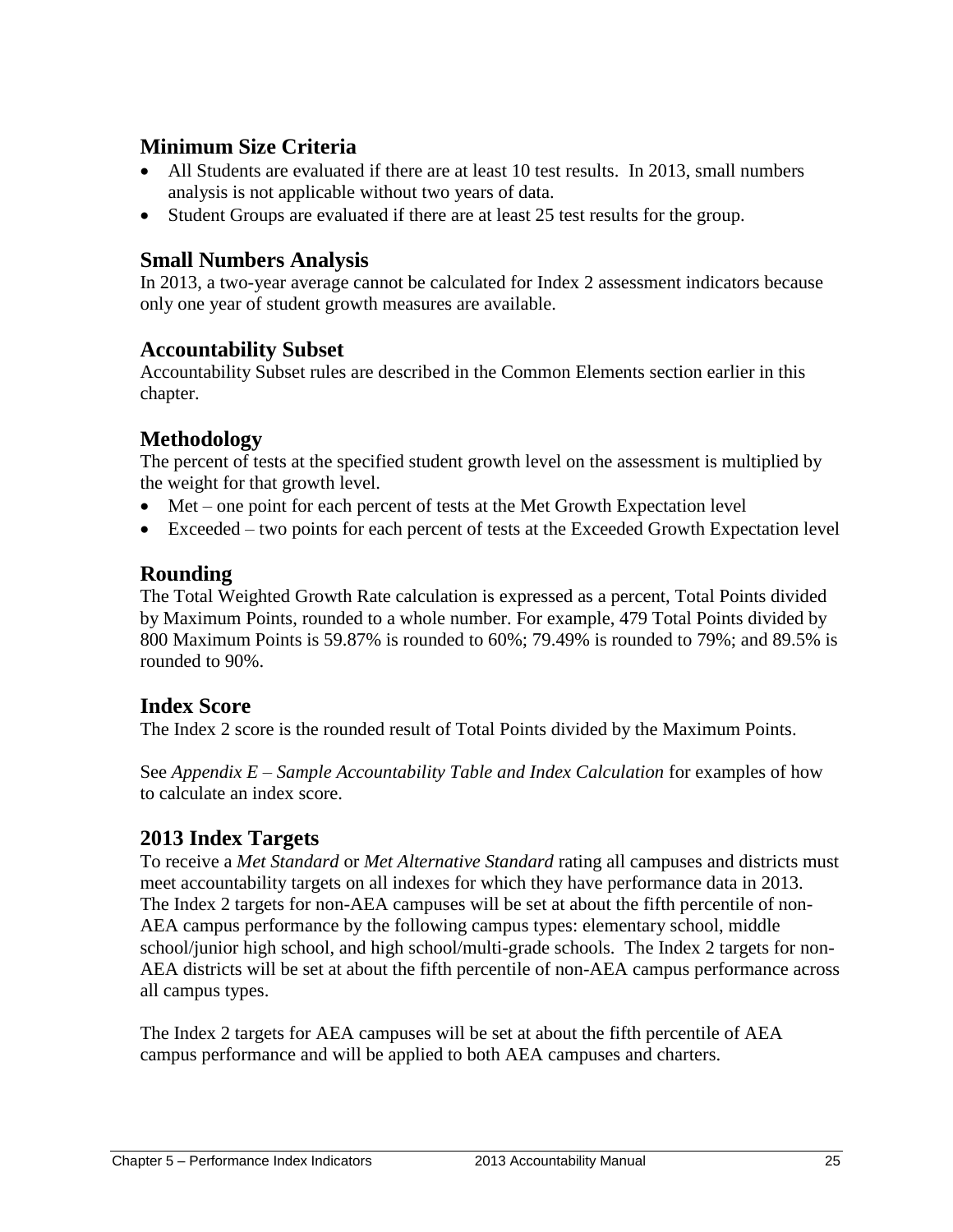## Minimum Size Criteria

- All Students are evaluated if there are at least 10 test results. In 2013, small numbers analysis is not applicable without two years of data.
- Student Groups are evaluated if there are at least 25 test results for the group.

## Small Numbers Analysis

In 2013, a two-year average cannot be calculated for Index 2 assessment indicators because only one year of student growth measures are available.

## Accountability Subset

Accountability Subset rules are described in the Common Elements section earlier in this chapter.

## Methodology

The percent of tests at the specified student growth level on the assessment is multiplied by the weight for that growth level.

- Met – one point for each percent of tests at the Met Growth Expectation level
- Exceeded – two points for each percent of tests at the Exceeded Growth Expectation level

## Rounding

The Total Weighted Growth Rate calculation is expressed as a percent, Total Points divided by Maximum Points, rounded to a whole number. For example, 479 Total Points divided by 800 Maximum Points is 59.87% is rounded to 60%; 79.49% is rounded to 79%; and 89.5% is rounded to 90%.

## Index Score

The Index 2 score is the rounded result of Total Points divided by the Maximum Points.

See *Appendix E – Sample Accountability Table and Index Calculation* for examples of how to calculate an index score.

## 2013 Index Targets

To receive a *Met Standard* or *Met Alternative Standard* rating all campuses and districts must meet accountability targets on all indexes for which they have performance data in 2013. The Index 2 targets for non-AEA campuses will be set at about the fifth percentile of non-AEA campus performance by the following campus types: elementary school, middle school/junior high school, and high school/multi-grade schools. The Index 2 targets for non-AEA districts will be set at about the fifth percentile of non-AEA campus performance across all campus types.

The Index 2 targets for AEA campuses will be set at about the fifth percentile of AEA campus performance and will be applied to both AEA campuses and charters.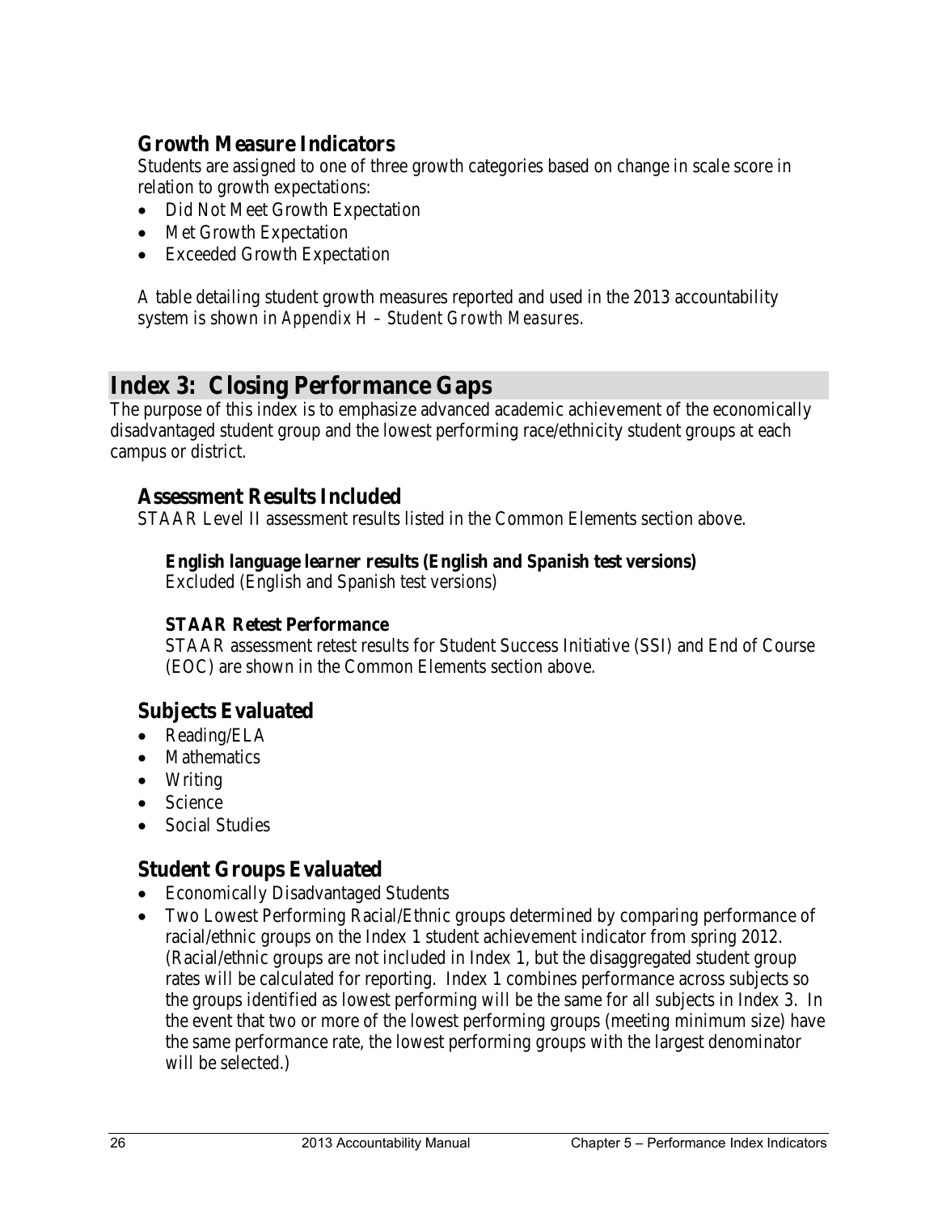### Growth Measure Indicators

Students are assigned to one of three growth categories based on change in scale score in relation to growth expectations:

- Did Not Meet Growth Expectation
- Met Growth Expectation
- Exceeded Growth Expectation

A table detailing student growth measures reported and used in the 2013 accountability system is shown in *Appendix H – Student Growth Measures*.

## Index 3: Closing Performance Gaps

The purpose of this index is to emphasize advanced academic achievement of the economically disadvantaged student group and the lowest performing race/ethnicity student groups at each campus or district.

### Assessment Results Included

STAAR Level II assessment results listed in the Common Elements section above.

#### English language learner results (English and Spanish test versions)

Excluded (English and Spanish test versions)

#### STAAR Retest Performance

STAAR assessment retest results for Student Success Initiative (SSI) and End of Course (EOC) are shown in the Common Elements section above.

### Subjects Evaluated

- Reading/ELA
- Mathematics
- Writing
- Science
- Social Studies

### Student Groups Evaluated

- Economically Disadvantaged Students
- Two Lowest Performing Racial/Ethnic groups determined by comparing performance of racial/ethnic groups on the Index 1 student achievement indicator from spring 2012. (Racial/ethnic groups are not included in Index 1, but the disaggregated student group rates will be calculated for reporting. Index 1 combines performance across subjects so the groups identified as lowest performing will be the same for all subjects in Index 3. In the event that two or more of the lowest performing groups (meeting minimum size) have the same performance rate, the lowest performing groups with the largest denominator will be selected.)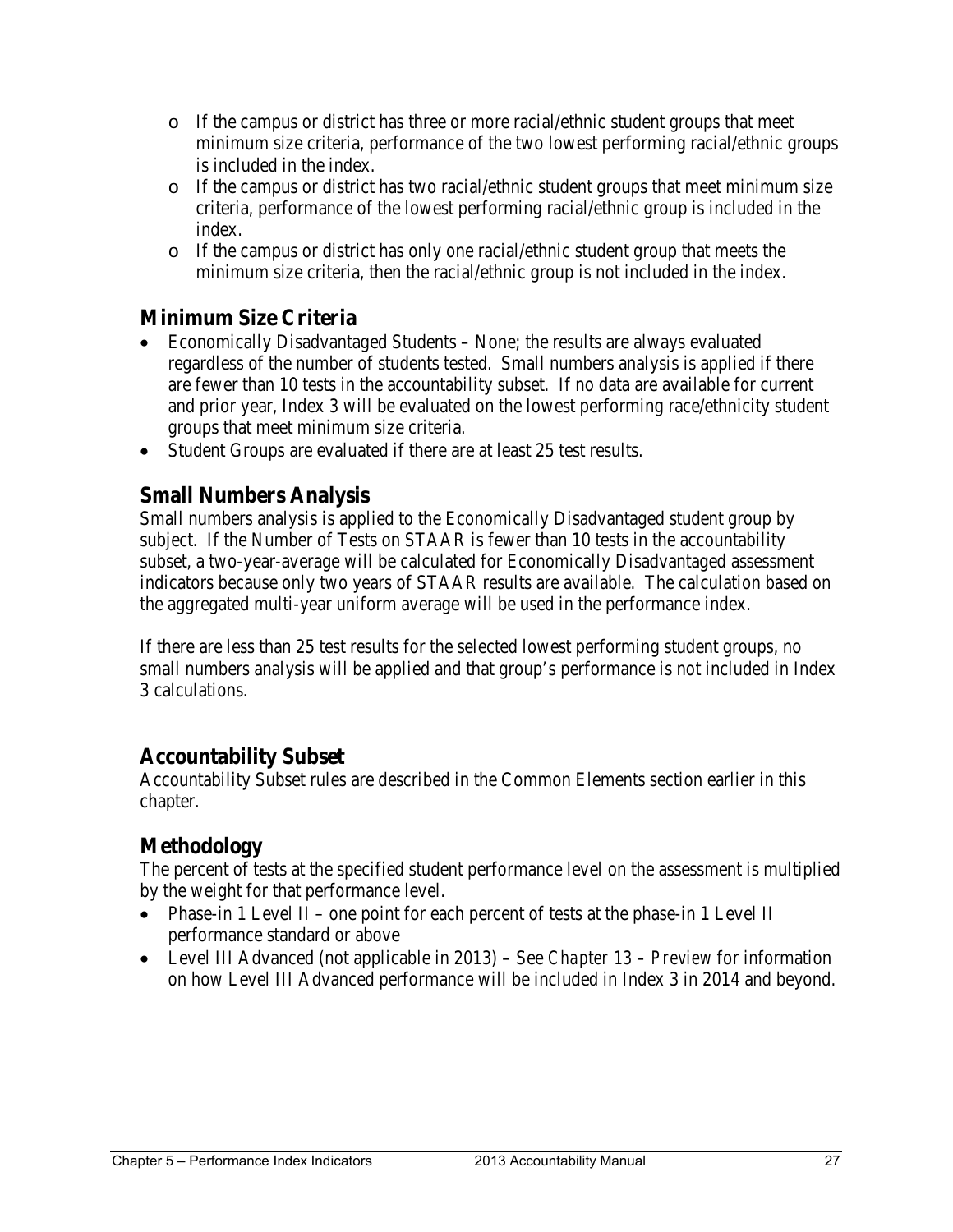- If the campus or district has three or more racial/ethnic student groups that meet minimum size criteria, performance of the two lowest performing racial/ethnic groups is included in the index.
  - If the campus or district has two racial/ethnic student groups that meet minimum size criteria, performance of the lowest performing racial/ethnic group is included in the index.
  - If the campus or district has only one racial/ethnic student group that meets the minimum size criteria, then the racial/ethnic group is not included in the index.

## Minimum Size Criteria

- Economically Disadvantaged Students – None; the results are always evaluated regardless of the number of students tested. Small numbers analysis is applied if there are fewer than 10 tests in the accountability subset. If no data are available for current and prior year, Index 3 will be evaluated on the lowest performing race/ethnicity student groups that meet minimum size criteria.
- Student Groups are evaluated if there are at least 25 test results.

## Small Numbers Analysis

Small numbers analysis is applied to the Economically Disadvantaged student group by subject. If the Number of Tests on STAAR is fewer than 10 tests in the accountability subset, a two-year-average will be calculated for Economically Disadvantaged assessment indicators because only two years of STAAR results are available. The calculation based on the aggregated multi-year uniform average will be used in the performance index.

If there are less than 25 test results for the selected lowest performing student groups, no small numbers analysis will be applied and that group's performance is not included in Index 3 calculations.

## Accountability Subset

Accountability Subset rules are described in the Common Elements section earlier in this chapter.

## Methodology

The percent of tests at the specified student performance level on the assessment is multiplied by the weight for that performance level.

- Phase-in 1 Level II – one point for each percent of tests at the phase-in 1 Level II performance standard or above
- Level III Advanced (not applicable in 2013) – See *Chapter 13 – Preview* for information on how Level III Advanced performance will be included in Index 3 in 2014 and beyond.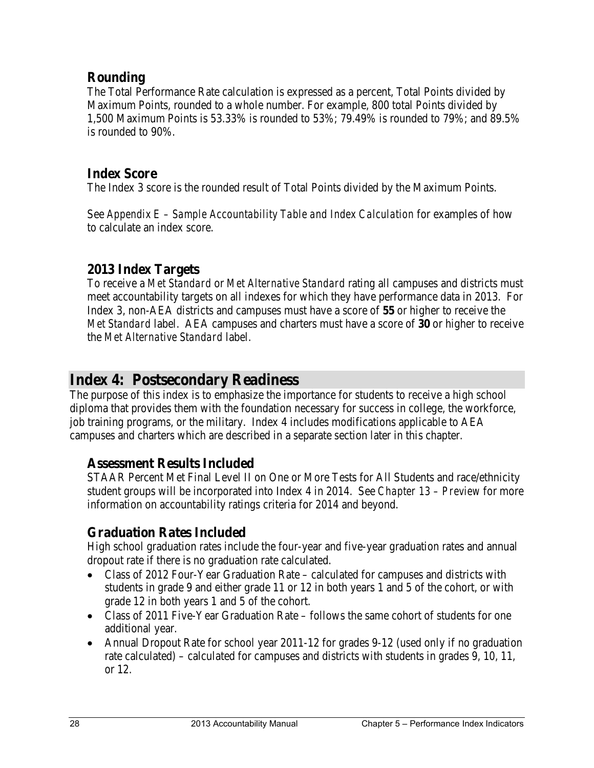### Rounding

The Total Performance Rate calculation is expressed as a percent, Total Points divided by Maximum Points, rounded to a whole number. For example, 800 total Points divided by 1,500 Maximum Points is 53.33% is rounded to 53%; 79.49% is rounded to 79%; and 89.5% is rounded to 90%.

### Index Score

The Index 3 score is the rounded result of Total Points divided by the Maximum Points.

See *Appendix E – Sample Accountability Table and Index Calculation* for examples of how to calculate an index score.

### 2013 Index Targets

To receive a *Met Standard* or *Met Alternative Standard* rating all campuses and districts must meet accountability targets on all indexes for which they have performance data in 2013. For Index 3, non-AEA districts and campuses must have a score of **55** or higher to receive the *Met Standard* label. AEA campuses and charters must have a score of **30** or higher to receive the *Met Alternative Standard* label.

## Index 4: Postsecondary Readiness

The purpose of this index is to emphasize the importance for students to receive a high school diploma that provides them with the foundation necessary for success in college, the workforce, job training programs, or the military. Index 4 includes modifications applicable to AEA campuses and charters which are described in a separate section later in this chapter.

### Assessment Results Included

STAAR Percent Met Final Level II on One or More Tests for All Students and race/ethnicity student groups will be incorporated into Index 4 in 2014. See *Chapter 13 – Preview* for more information on accountability ratings criteria for 2014 and beyond.

### Graduation Rates Included

High school graduation rates include the four-year and five-year graduation rates and annual dropout rate if there is no graduation rate calculated.

- Class of 2012 Four-Year Graduation Rate – calculated for campuses and districts with students in grade 9 and either grade 11 or 12 in both years 1 and 5 of the cohort, or with grade 12 in both years 1 and 5 of the cohort.
- Class of 2011 Five-Year Graduation Rate – follows the same cohort of students for one additional year.
- Annual Dropout Rate for school year 2011-12 for grades 9-12 (used only if no graduation rate calculated) – calculated for campuses and districts with students in grades 9, 10, 11, or 12.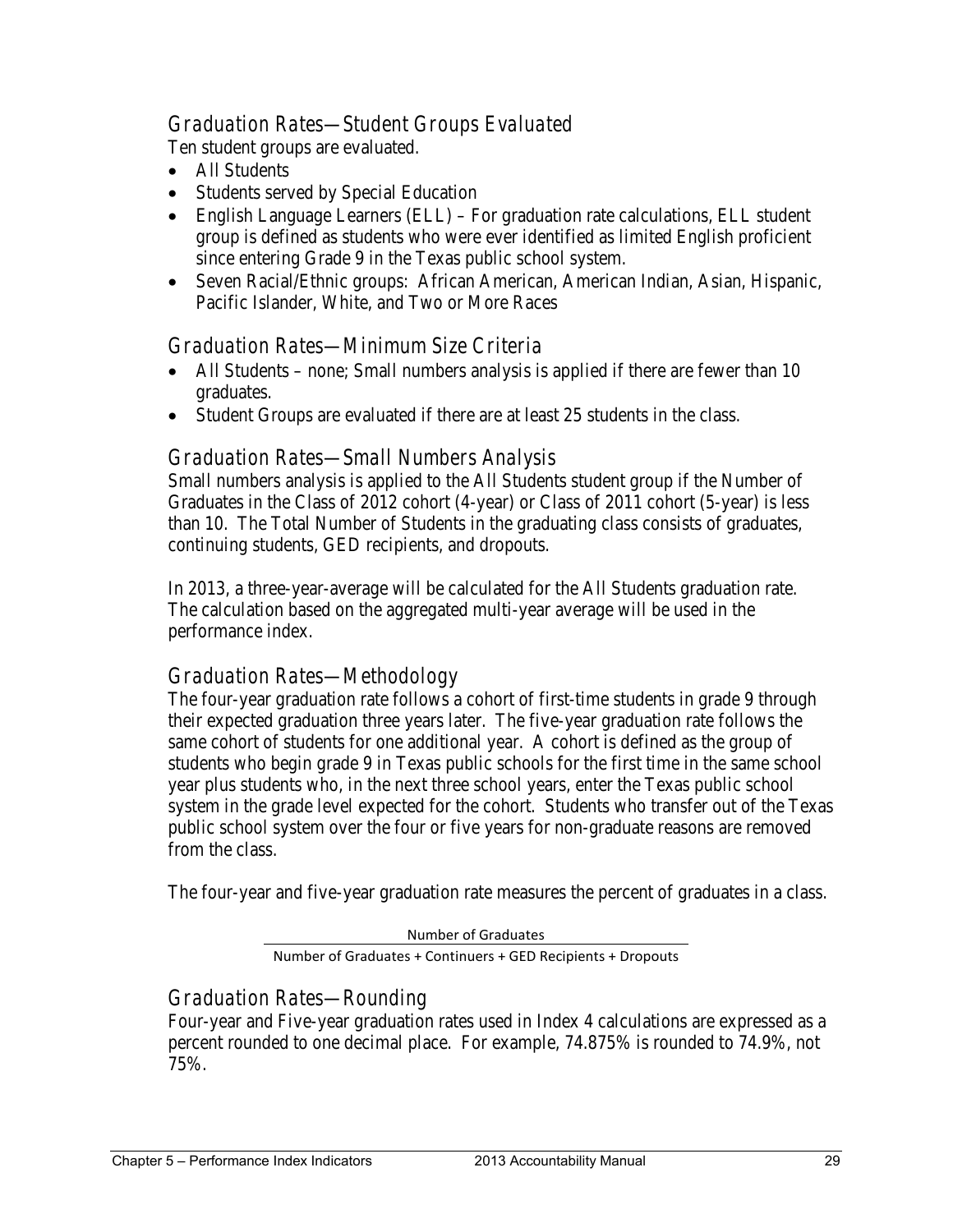## Graduation Rates—Student Groups Evaluated

Ten student groups are evaluated.

- All Students
- Students served by Special Education
- English Language Learners (ELL) – For graduation rate calculations, ELL student group is defined as students who were ever identified as limited English proficient since entering Grade 9 in the Texas public school system.
- Seven Racial/Ethnic groups: African American, American Indian, Asian, Hispanic, Pacific Islander, White, and Two or More Races

## Graduation Rates—Minimum Size Criteria

- All Students – none; Small numbers analysis is applied if there are fewer than 10 graduates.
- Student Groups are evaluated if there are at least 25 students in the class.

## Graduation Rates—Small Numbers Analysis

Small numbers analysis is applied to the All Students student group if the Number of Graduates in the Class of 2012 cohort (4-year) or Class of 2011 cohort (5-year) is less than 10. The Total Number of Students in the graduating class consists of graduates, continuing students, GED recipients, and dropouts.

In 2013, a three-year-average will be calculated for the All Students graduation rate. The calculation based on the aggregated multi-year average will be used in the performance index.

## Graduation Rates—Methodology

The four-year graduation rate follows a cohort of first-time students in grade 9 through their expected graduation three years later. The five-year graduation rate follows the same cohort of students for one additional year. A cohort is defined as the group of students who begin grade 9 in Texas public schools for the first time in the same school year plus students who, in the next three school years, enter the Texas public school system in the grade level expected for the cohort. Students who transfer out of the Texas public school system over the four or five years for non-graduate reasons are removed from the class.

The four-year and five-year graduation rate measures the percent of graduates in a class.

$$\frac{\text{Number of Graduates}}{\text{Number of Graduates + Continuers + GED Recipients + Dropouts}}$$

## Graduation Rates—Rounding

Four-year and Five-year graduation rates used in Index 4 calculations are expressed as a percent rounded to one decimal place. For example, 74.875% is rounded to 74.9%, not 75%.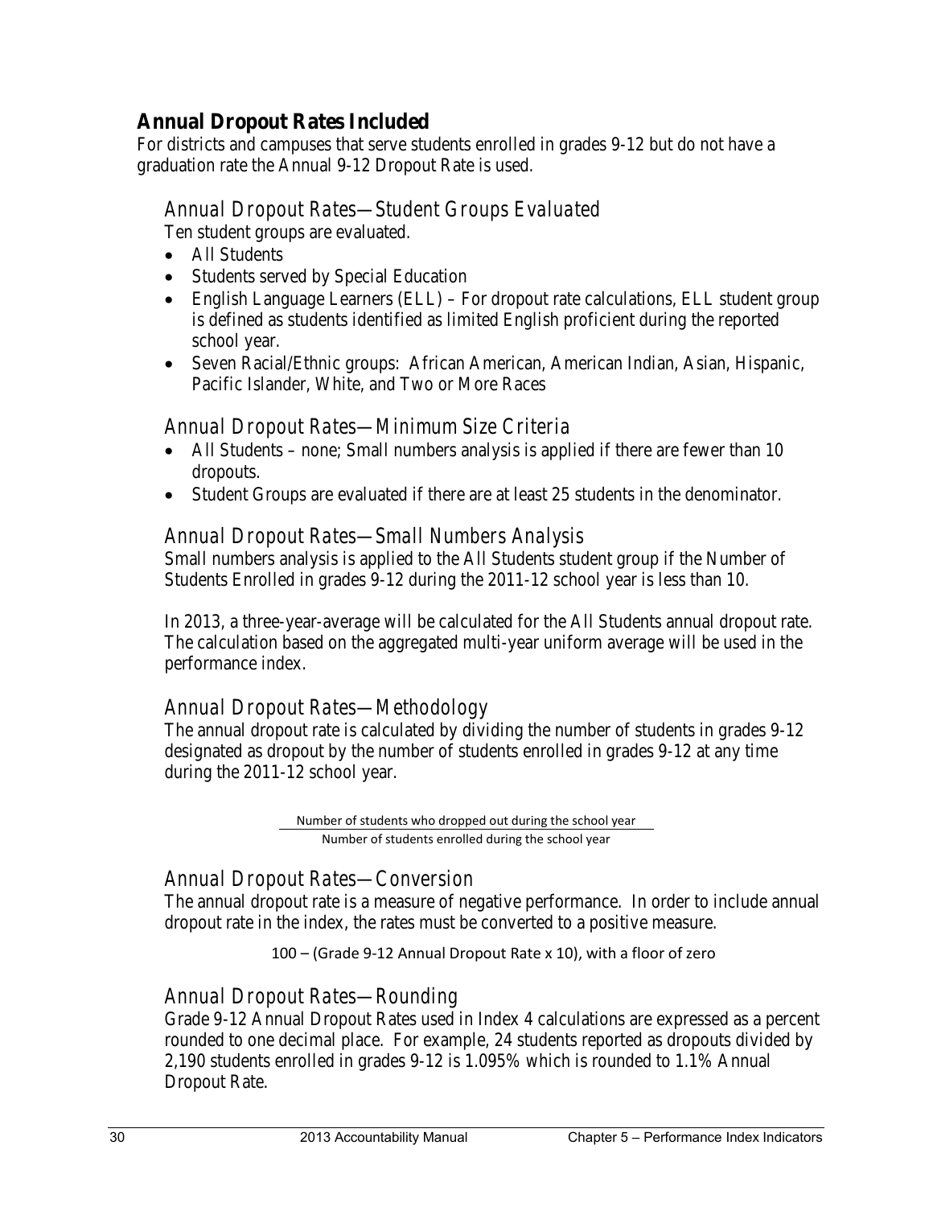## Annual Dropout Rates Included

For districts and campuses that serve students enrolled in grades 9-12 but do not have a graduation rate the Annual 9-12 Dropout Rate is used.

### Annual Dropout Rates—Student Groups Evaluated

Ten student groups are evaluated.

- All Students
- Students served by Special Education
- English Language Learners (ELL) – For dropout rate calculations, ELL student group is defined as students identified as limited English proficient during the reported school year.
- Seven Racial/Ethnic groups: African American, American Indian, Asian, Hispanic, Pacific Islander, White, and Two or More Races

### Annual Dropout Rates—Minimum Size Criteria

- All Students – none; Small numbers analysis is applied if there are fewer than 10 dropouts.
- Student Groups are evaluated if there are at least 25 students in the denominator.

### Annual Dropout Rates—Small Numbers Analysis

Small numbers analysis is applied to the All Students student group if the Number of Students Enrolled in grades 9-12 during the 2011-12 school year is less than 10.

In 2013, a three-year-average will be calculated for the All Students annual dropout rate. The calculation based on the aggregated multi-year uniform average will be used in the performance index.

### Annual Dropout Rates—Methodology

The annual dropout rate is calculated by dividing the number of students in grades 9-12 designated as dropout by the number of students enrolled in grades 9-12 at any time during the 2011-12 school year.

$$\frac{\text{Number of students who dropped out during the school year}}{\text{Number of students enrolled during the school year}}$$

### Annual Dropout Rates—Conversion

The annual dropout rate is a measure of negative performance. In order to include annual dropout rate in the index, the rates must be converted to a positive measure.

100 – (Grade 9-12 Annual Dropout Rate x 10), with a floor of zero

### Annual Dropout Rates—Rounding

Grade 9-12 Annual Dropout Rates used in Index 4 calculations are expressed as a percent rounded to one decimal place. For example, 24 students reported as dropouts divided by 2,190 students enrolled in grades 9-12 is 1.095% which is rounded to 1.1% Annual Dropout Rate.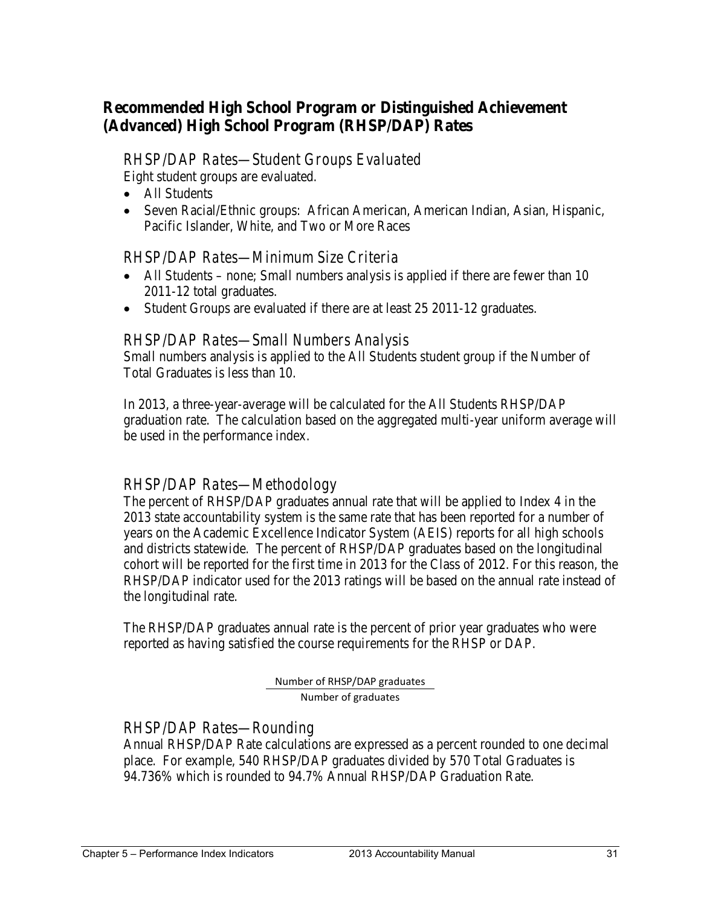## Recommended High School Program or Distinguished Achievement (Advanced) High School Program (RHSP/DAP) Rates

### RHSP/DAP Rates—Student Groups Evaluated

Eight student groups are evaluated.

- All Students
- Seven Racial/Ethnic groups: African American, American Indian, Asian, Hispanic, Pacific Islander, White, and Two or More Races

### RHSP/DAP Rates—Minimum Size Criteria

- All Students – none; Small numbers analysis is applied if there are fewer than 10 2011-12 total graduates.
- Student Groups are evaluated if there are at least 25 2011-12 graduates.

### RHSP/DAP Rates—Small Numbers Analysis

Small numbers analysis is applied to the All Students student group if the Number of Total Graduates is less than 10.

In 2013, a three-year-average will be calculated for the All Students RHSP/DAP graduation rate. The calculation based on the aggregated multi-year uniform average will be used in the performance index.

### RHSP/DAP Rates—Methodology

The percent of RHSP/DAP graduates annual rate that will be applied to Index 4 in the 2013 state accountability system is the same rate that has been reported for a number of years on the Academic Excellence Indicator System (AEIS) reports for all high schools and districts statewide. The percent of RHSP/DAP graduates based on the longitudinal cohort will be reported for the first time in 2013 for the Class of 2012. For this reason, the RHSP/DAP indicator used for the 2013 ratings will be based on the annual rate instead of the longitudinal rate.

The RHSP/DAP graduates annual rate is the percent of prior year graduates who were reported as having satisfied the course requirements for the RHSP or DAP.

$$\frac{\text{Number of RHSP/DAP graduates}}{\text{Number of graduates}}$$

### RHSP/DAP Rates—Rounding

Annual RHSP/DAP Rate calculations are expressed as a percent rounded to one decimal place. For example, 540 RHSP/DAP graduates divided by 570 Total Graduates is 94.736% which is rounded to 94.7% Annual RHSP/DAP Graduation Rate.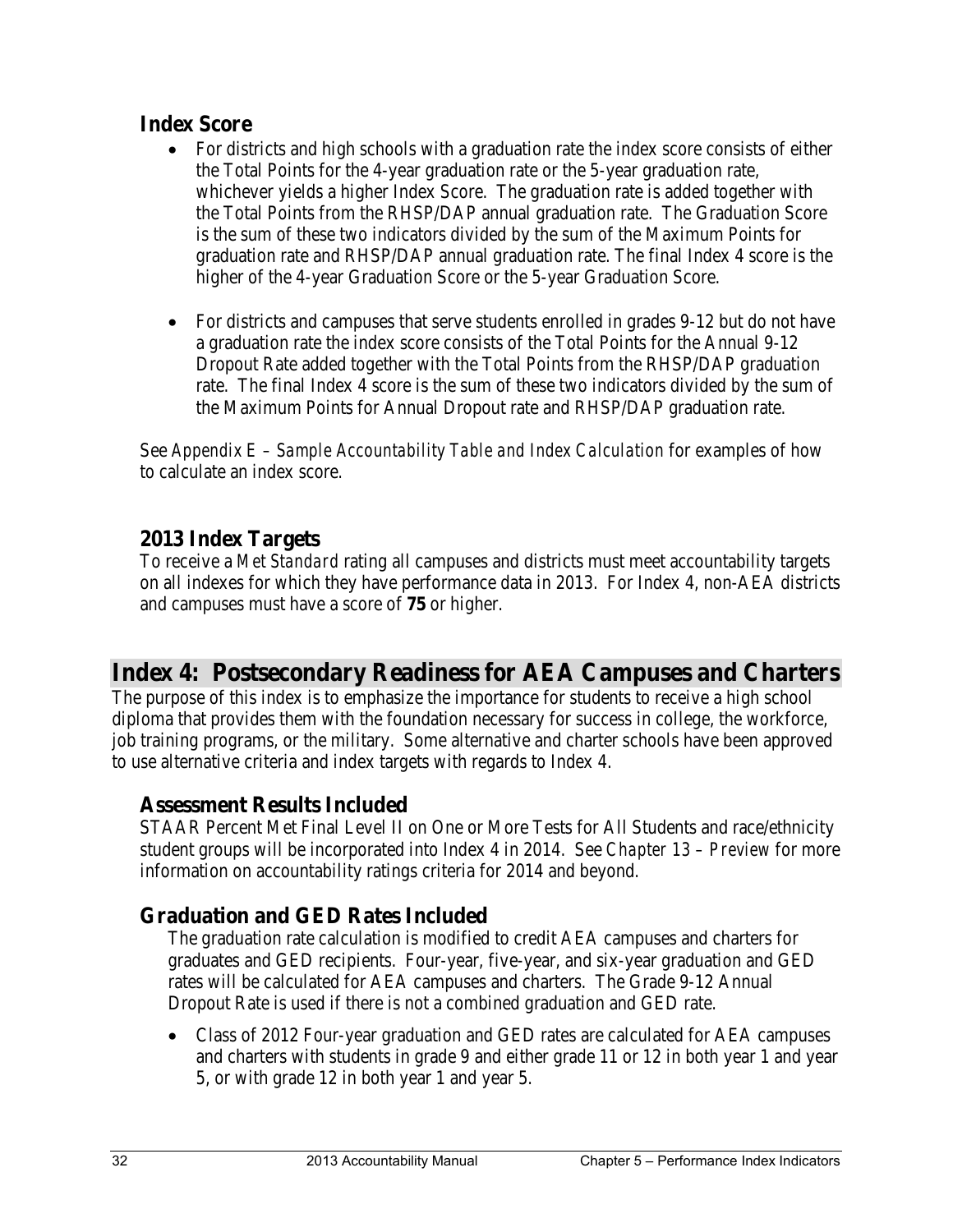### Index Score

- For districts and high schools with a graduation rate the index score consists of either the Total Points for the 4-year graduation rate or the 5-year graduation rate, whichever yields a higher Index Score. The graduation rate is added together with the Total Points from the RHSP/DAP annual graduation rate. The Graduation Score is the sum of these two indicators divided by the sum of the Maximum Points for graduation rate and RHSP/DAP annual graduation rate. The final Index 4 score is the higher of the 4-year Graduation Score or the 5-year Graduation Score.

- For districts and campuses that serve students enrolled in grades 9-12 but do not have a graduation rate the index score consists of the Total Points for the Annual 9-12 Dropout Rate added together with the Total Points from the RHSP/DAP graduation rate. The final Index 4 score is the sum of these two indicators divided by the sum of the Maximum Points for Annual Dropout rate and RHSP/DAP graduation rate.

See *Appendix E – Sample Accountability Table and Index Calculation* for examples of how to calculate an index score.

### 2013 Index Targets

To receive a *Met Standard* rating all campuses and districts must meet accountability targets on all indexes for which they have performance data in 2013. For Index 4, non-AEA districts and campuses must have a score of **75** or higher.

## Index 4: Postsecondary Readiness for AEA Campuses and Charters

The purpose of this index is to emphasize the importance for students to receive a high school diploma that provides them with the foundation necessary for success in college, the workforce, job training programs, or the military. Some alternative and charter schools have been approved to use alternative criteria and index targets with regards to Index 4.

### Assessment Results Included

STAAR Percent Met Final Level II on One or More Tests for All Students and race/ethnicity student groups will be incorporated into Index 4 in 2014. See *Chapter 13 – Preview* for more information on accountability ratings criteria for 2014 and beyond.

### Graduation and GED Rates Included

The graduation rate calculation is modified to credit AEA campuses and charters for graduates and GED recipients. Four-year, five-year, and six-year graduation and GED rates will be calculated for AEA campuses and charters. The Grade 9-12 Annual Dropout Rate is used if there is not a combined graduation and GED rate.

- Class of 2012 Four-year graduation and GED rates are calculated for AEA campuses and charters with students in grade 9 and either grade 11 or 12 in both year 1 and year 5, or with grade 12 in both year 1 and year 5.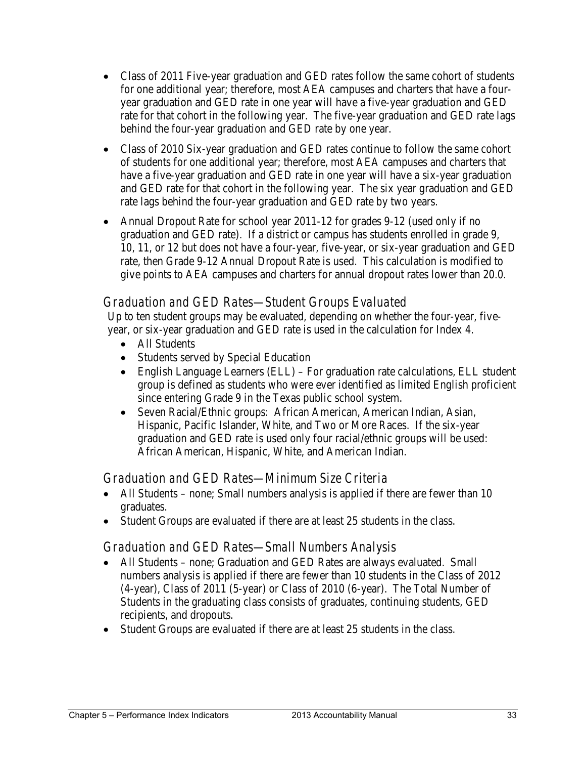- Class of 2011 Five-year graduation and GED rates follow the same cohort of students for one additional year; therefore, most AEA campuses and charters that have a four-year graduation and GED rate in one year will have a five-year graduation and GED rate for that cohort in the following year. The five-year graduation and GED rate lags behind the four-year graduation and GED rate by one year.
- Class of 2010 Six-year graduation and GED rates continue to follow the same cohort of students for one additional year; therefore, most AEA campuses and charters that have a five-year graduation and GED rate in one year will have a six-year graduation and GED rate for that cohort in the following year. The six year graduation and GED rate lags behind the four-year graduation and GED rate by two years.
- Annual Dropout Rate for school year 2011-12 for grades 9-12 (used only if no graduation and GED rate). If a district or campus has students enrolled in grade 9, 10, 11, or 12 but does not have a four-year, five-year, or six-year graduation and GED rate, then Grade 9-12 Annual Dropout Rate is used. This calculation is modified to give points to AEA campuses and charters for annual dropout rates lower than 20.0.

## Graduation and GED Rates—Student Groups Evaluated

Up to ten student groups may be evaluated, depending on whether the four-year, five-year, or six-year graduation and GED rate is used in the calculation for Index 4.

- All Students
- Students served by Special Education
- English Language Learners (ELL) – For graduation rate calculations, ELL student group is defined as students who were ever identified as limited English proficient since entering Grade 9 in the Texas public school system.
- Seven Racial/Ethnic groups: African American, American Indian, Asian, Hispanic, Pacific Islander, White, and Two or More Races. If the six-year graduation and GED rate is used only four racial/ethnic groups will be used: African American, Hispanic, White, and American Indian.

## Graduation and GED Rates—Minimum Size Criteria

- All Students – none; Small numbers analysis is applied if there are fewer than 10 graduates.
- Student Groups are evaluated if there are at least 25 students in the class.

## Graduation and GED Rates—Small Numbers Analysis

- All Students – none; Graduation and GED Rates are always evaluated. Small numbers analysis is applied if there are fewer than 10 students in the Class of 2012 (4-year), Class of 2011 (5-year) or Class of 2010 (6-year). The Total Number of Students in the graduating class consists of graduates, continuing students, GED recipients, and dropouts.
- Student Groups are evaluated if there are at least 25 students in the class.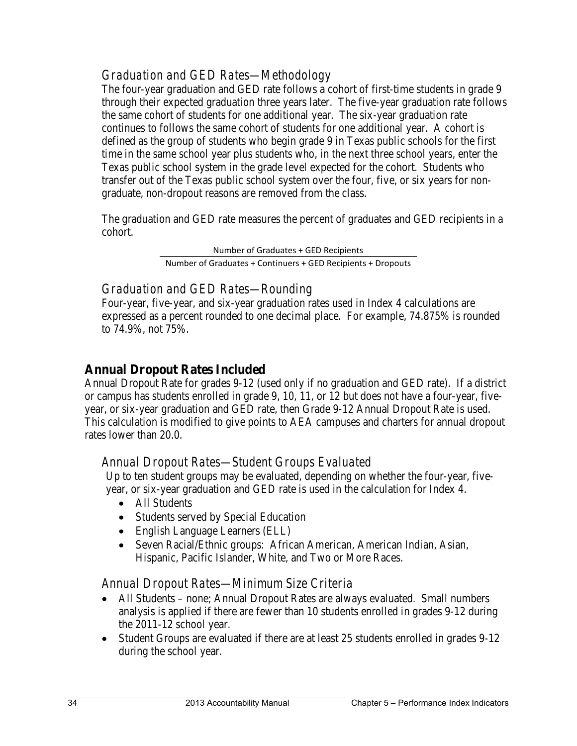### *Graduation and GED Rates—Methodology*

The four-year graduation and GED rate follows a cohort of first-time students in grade 9 through their expected graduation three years later. The five-year graduation rate follows the same cohort of students for one additional year. The six-year graduation rate continues to follows the same cohort of students for one additional year. A cohort is defined as the group of students who begin grade 9 in Texas public schools for the first time in the same school year plus students who, in the next three school years, enter the Texas public school system in the grade level expected for the cohort. Students who transfer out of the Texas public school system over the four, five, or six years for non-graduate, non-dropout reasons are removed from the class.

The graduation and GED rate measures the percent of graduates and GED recipients in a cohort.

$$\frac{\text{Number of Graduates + GED Recipients}}{\text{Number of Graduates + Continuers + GED Recipients + Dropouts}}$$

### *Graduation and GED Rates—Rounding*

Four-year, five-year, and six-year graduation rates used in Index 4 calculations are expressed as a percent rounded to one decimal place. For example, 74.875% is rounded to 74.9%, not 75%.

## Annual Dropout Rates Included

Annual Dropout Rate for grades 9-12 (used only if no graduation and GED rate). If a district or campus has students enrolled in grade 9, 10, 11, or 12 but does not have a four-year, five-year, or six-year graduation and GED rate, then Grade 9-12 Annual Dropout Rate is used. This calculation is modified to give points to AEA campuses and charters for annual dropout rates lower than 20.0.

### *Annual Dropout Rates—Student Groups Evaluated*

Up to ten student groups may be evaluated, depending on whether the four-year, five-year, or six-year graduation and GED rate is used in the calculation for Index 4.

- All Students
- Students served by Special Education
- English Language Learners (ELL)
- Seven Racial/Ethnic groups: African American, American Indian, Asian, Hispanic, Pacific Islander, White, and Two or More Races.

### *Annual Dropout Rates—Minimum Size Criteria*

- All Students – none; Annual Dropout Rates are always evaluated. Small numbers analysis is applied if there are fewer than 10 students enrolled in grades 9-12 during the 2011-12 school year.
- Student Groups are evaluated if there are at least 25 students enrolled in grades 9-12 during the school year.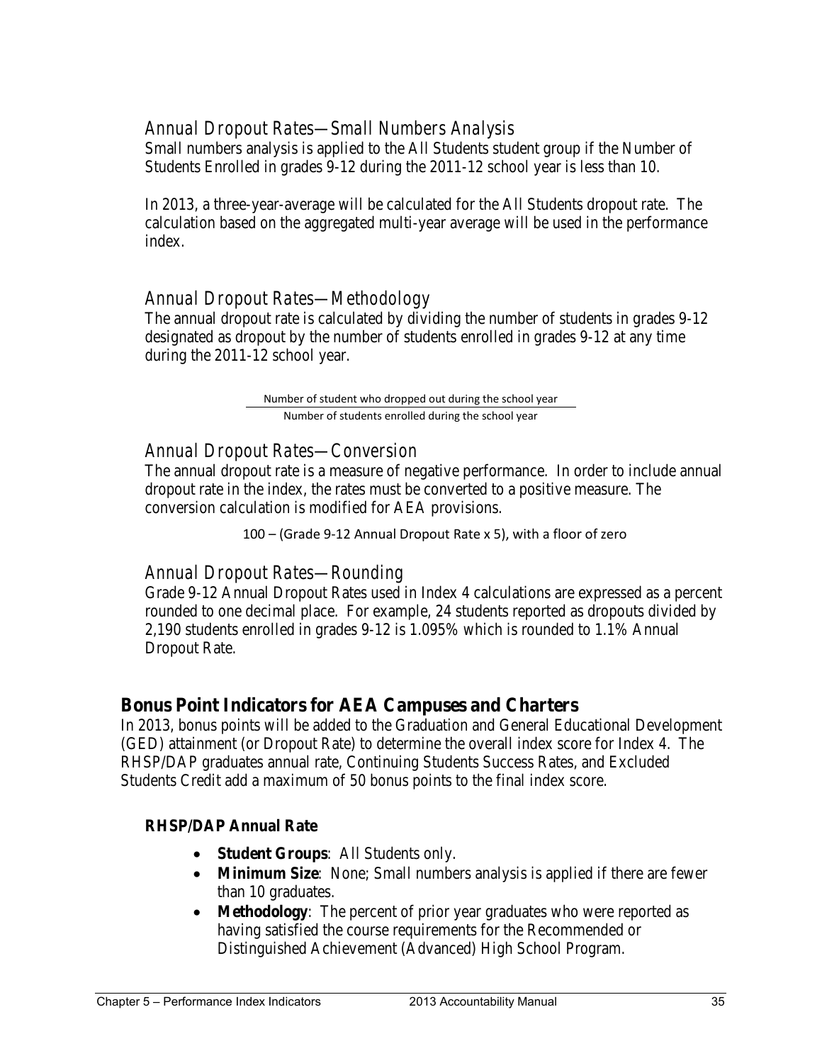### Annual Dropout Rates—Small Numbers Analysis

Small numbers analysis is applied to the All Students student group if the Number of Students Enrolled in grades 9-12 during the 2011-12 school year is less than 10.

In 2013, a three-year-average will be calculated for the All Students dropout rate. The calculation based on the aggregated multi-year average will be used in the performance index.

### Annual Dropout Rates—Methodology

The annual dropout rate is calculated by dividing the number of students in grades 9-12 designated as dropout by the number of students enrolled in grades 9-12 at any time during the 2011-12 school year.

$$\frac{\text{Number of student who dropped out during the school year}}{\text{Number of students enrolled during the school year}}$$

### Annual Dropout Rates—Conversion

The annual dropout rate is a measure of negative performance. In order to include annual dropout rate in the index, the rates must be converted to a positive measure. The conversion calculation is modified for AEA provisions.

100 – (Grade 9-12 Annual Dropout Rate x 5), with a floor of zero

### Annual Dropout Rates—Rounding

Grade 9-12 Annual Dropout Rates used in Index 4 calculations are expressed as a percent rounded to one decimal place. For example, 24 students reported as dropouts divided by 2,190 students enrolled in grades 9-12 is 1.095% which is rounded to 1.1% Annual Dropout Rate.

## Bonus Point Indicators for AEA Campuses and Charters

In 2013, bonus points will be added to the Graduation and General Educational Development (GED) attainment (or Dropout Rate) to determine the overall index score for Index 4. The RHSP/DAP graduates annual rate, Continuing Students Success Rates, and Excluded Students Credit add a maximum of 50 bonus points to the final index score.

### RHSP/DAP Annual Rate

- **Student Groups**: All Students only.
- **Minimum Size**: None; Small numbers analysis is applied if there are fewer than 10 graduates.
- **Methodology**: The percent of prior year graduates who were reported as having satisfied the course requirements for the Recommended or Distinguished Achievement (Advanced) High School Program.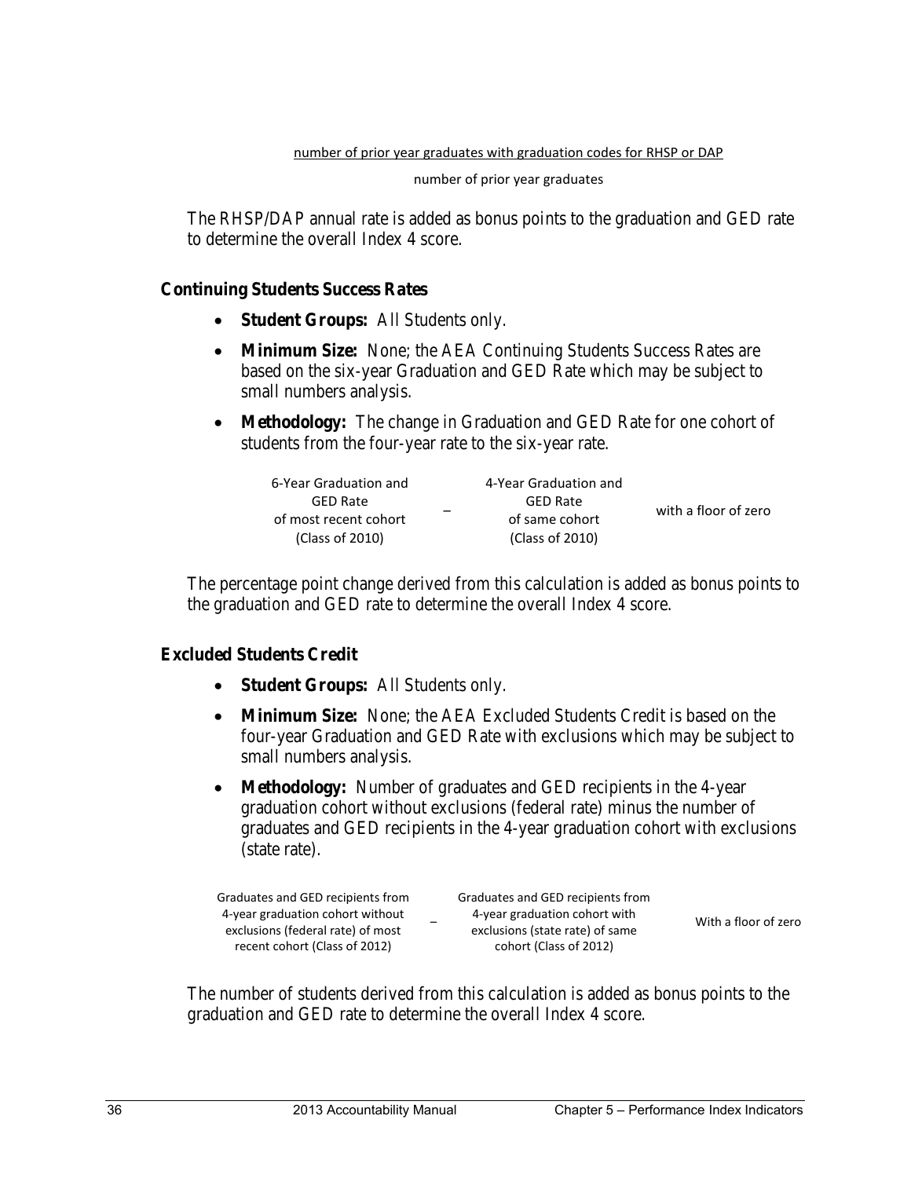$$\frac{\text{number of prior year graduates with graduation codes for RHSP or DAP}}{\text{number of prior year graduates}}$$

The RHSP/DAP annual rate is added as bonus points to the graduation and GED rate to determine the overall Index 4 score.

### Continuing Students Success Rates

- **Student Groups:** All Students only.
- **Minimum Size:** None; the AEA Continuing Students Success Rates are based on the six-year Graduation and GED Rate which may be subject to small numbers analysis.
- **Methodology:** The change in Graduation and GED Rate for one cohort of students from the four-year rate to the six-year rate.

| 6-Year Graduation and GED Rate of most recent cohort (Class of 2010) | – | 4-Year Graduation and GED Rate of same cohort (Class of 2010) | with a floor of zero |
|---|---|---|---|

The percentage point change derived from this calculation is added as bonus points to the graduation and GED rate to determine the overall Index 4 score.

### Excluded Students Credit

- **Student Groups:** All Students only.
- **Minimum Size:** None; the AEA Excluded Students Credit is based on the four-year Graduation and GED Rate with exclusions which may be subject to small numbers analysis.
- **Methodology:** Number of graduates and GED recipients in the 4-year graduation cohort without exclusions (federal rate) minus the number of graduates and GED recipients in the 4-year graduation cohort with exclusions (state rate).

| Graduates and GED recipients from 4-year graduation cohort without exclusions (federal rate) of most recent cohort (Class of 2012) | – | Graduates and GED recipients from 4-year graduation cohort with exclusions (state rate) of same cohort (Class of 2012) | With a floor of zero |
|---|---|---|---|

The number of students derived from this calculation is added as bonus points to the graduation and GED rate to determine the overall Index 4 score.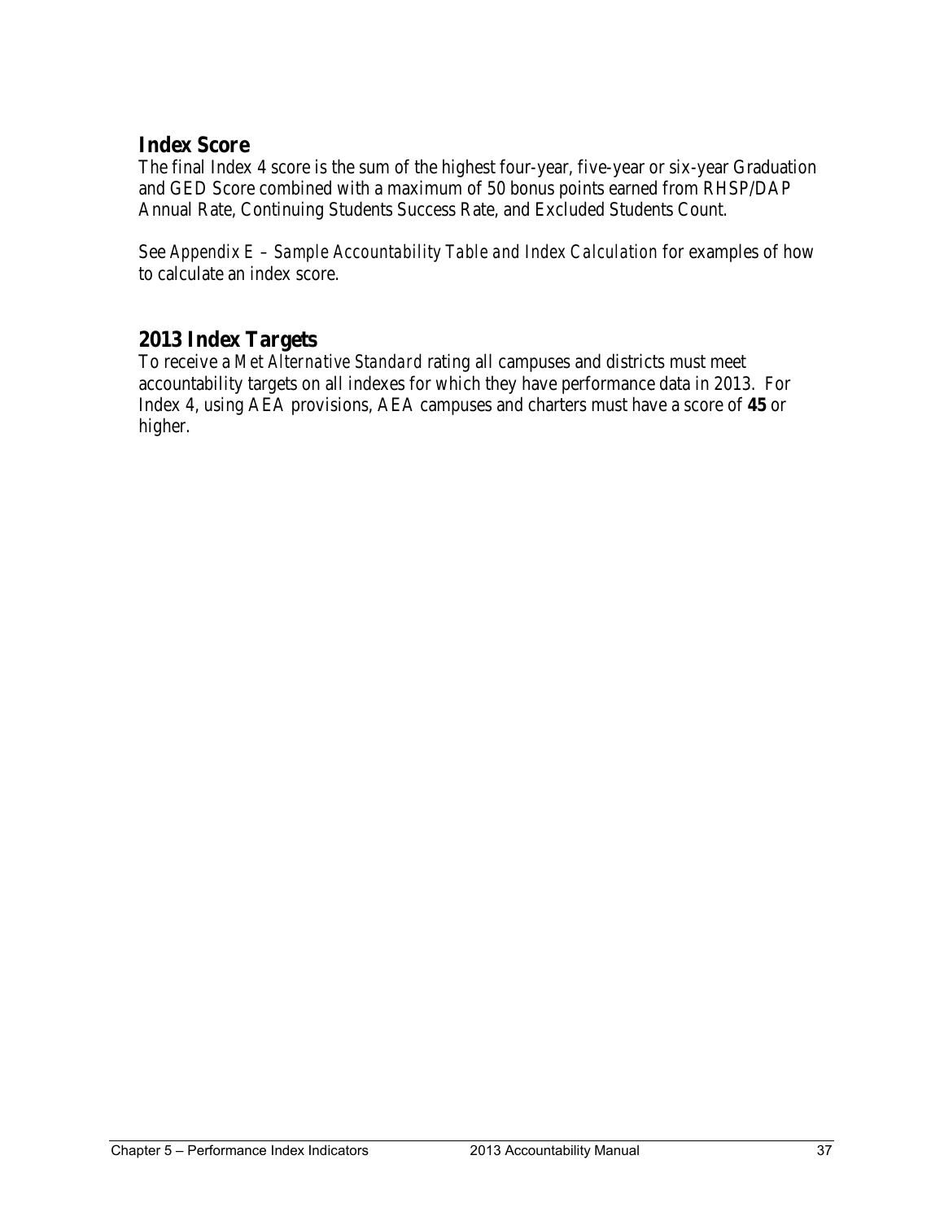## Index Score

The final Index 4 score is the sum of the highest four-year, five-year or six-year Graduation and GED Score combined with a maximum of 50 bonus points earned from RHSP/DAP Annual Rate, Continuing Students Success Rate, and Excluded Students Count.

See *Appendix E – Sample Accountability Table and Index Calculation* for examples of how to calculate an index score.

## 2013 Index Targets

To receive a *Met Alternative Standard* rating all campuses and districts must meet accountability targets on all indexes for which they have performance data in 2013. For Index 4, using AEA provisions, AEA campuses and charters must have a score of **45** or higher.